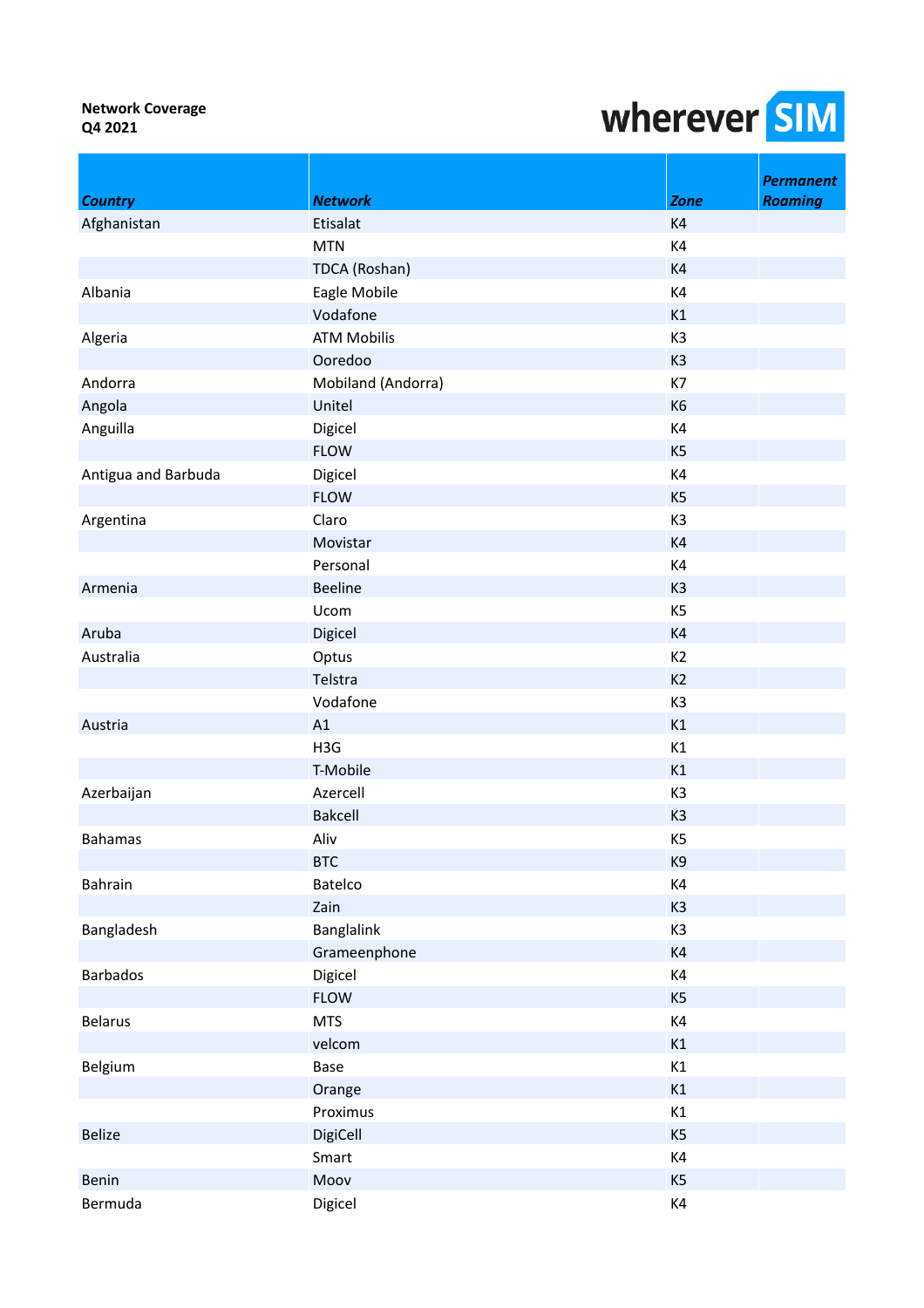**Network Coverage**
**Q4 2021**

wherever SIM

| *Country* | *Network* | *Zone* | *Permanent Roaming* |
|---|---|---|---|
| Afghanistan | Etisalat | K4 | |
| | MTN | K4 | |
| | TDCA (Roshan) | K4 | |
| Albania | Eagle Mobile | K4 | |
| | Vodafone | K1 | |
| Algeria | ATM Mobilis | K3 | |
| | Ooredoo | K3 | |
| Andorra | Mobiland (Andorra) | K7 | |
| Angola | Unitel | K6 | |
| Anguilla | Digicel | K4 | |
| | FLOW | K5 | |
| Antigua and Barbuda | Digicel | K4 | |
| | FLOW | K5 | |
| Argentina | Claro | K3 | |
| | Movistar | K4 | |
| | Personal | K4 | |
| Armenia | Beeline | K3 | |
| | Ucom | K5 | |
| Aruba | Digicel | K4 | |
| Australia | Optus | K2 | |
| | Telstra | K2 | |
| | Vodafone | K3 | |
| Austria | A1 | K1 | |
| | H3G | K1 | |
| | T-Mobile | K1 | |
| Azerbaijan | Azercell | K3 | |
| | Bakcell | K3 | |
| Bahamas | Aliv | K5 | |
| | BTC | K9 | |
| Bahrain | Batelco | K4 | |
| | Zain | K3 | |
| Bangladesh | Banglalink | K3 | |
| | Grameenphone | K4 | |
| Barbados | Digicel | K4 | |
| | FLOW | K5 | |
| Belarus | MTS | K4 | |
| | velcom | K1 | |
| Belgium | Base | K1 | |
| | Orange | K1 | |
| | Proximus | K1 | |
| Belize | DigiCell | K5 | |
| | Smart | K4 | |
| Benin | Moov | K5 | |
| Bermuda | Digicel | K4 | |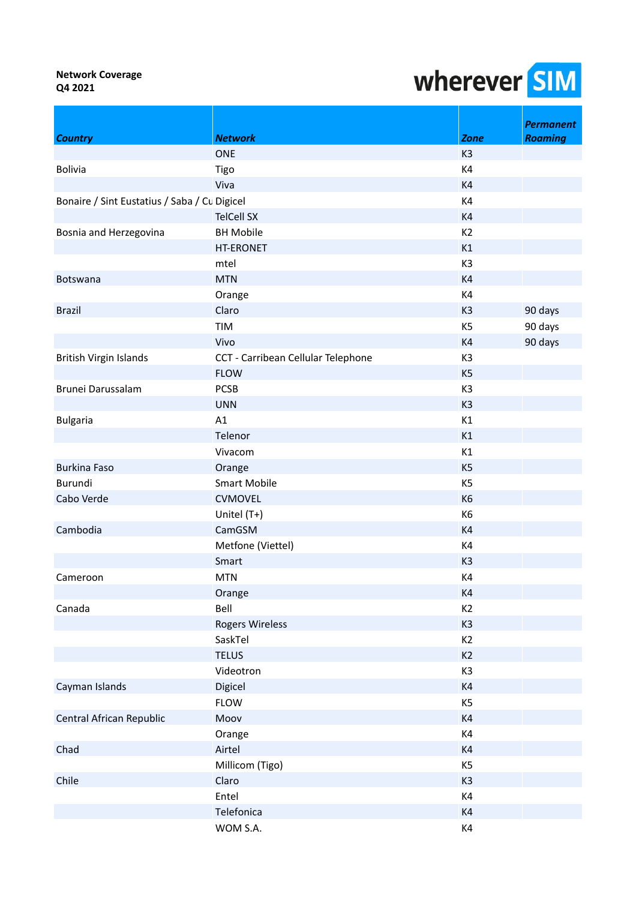**Network Coverage**
**Q4 2021**

wherever SIM

| *Country* | *Network* | *Zone* | *Permanent Roaming* |
|---|---|---|---|
| | ONE | K3 | |
| Bolivia | Tigo | K4 | |
| | Viva | K4 | |
| Bonaire / Sint Eustatius / Saba / Cu | Digicel | K4 | |
| | TelCell SX | K4 | |
| Bosnia and Herzegovina | BH Mobile | K2 | |
| | HT-ERONET | K1 | |
| | mtel | K3 | |
| Botswana | MTN | K4 | |
| | Orange | K4 | |
| Brazil | Claro | K3 | 90 days |
| | TIM | K5 | 90 days |
| | Vivo | K4 | 90 days |
| British Virgin Islands | CCT - Carribean Cellular Telephone | K3 | |
| | FLOW | K5 | |
| Brunei Darussalam | PCSB | K3 | |
| | UNN | K3 | |
| Bulgaria | A1 | K1 | |
| | Telenor | K1 | |
| | Vivacom | K1 | |
| Burkina Faso | Orange | K5 | |
| Burundi | Smart Mobile | K5 | |
| Cabo Verde | CVMOVEL | K6 | |
| | Unitel (T+) | K6 | |
| Cambodia | CamGSM | K4 | |
| | Metfone (Viettel) | K4 | |
| | Smart | K3 | |
| Cameroon | MTN | K4 | |
| | Orange | K4 | |
| Canada | Bell | K2 | |
| | Rogers Wireless | K3 | |
| | SaskTel | K2 | |
| | TELUS | K2 | |
| | Videotron | K3 | |
| Cayman Islands | Digicel | K4 | |
| | FLOW | K5 | |
| Central African Republic | Moov | K4 | |
| | Orange | K4 | |
| Chad | Airtel | K4 | |
| | Millicom (Tigo) | K5 | |
| Chile | Claro | K3 | |
| | Entel | K4 | |
| | Telefonica | K4 | |
| | WOM S.A. | K4 | |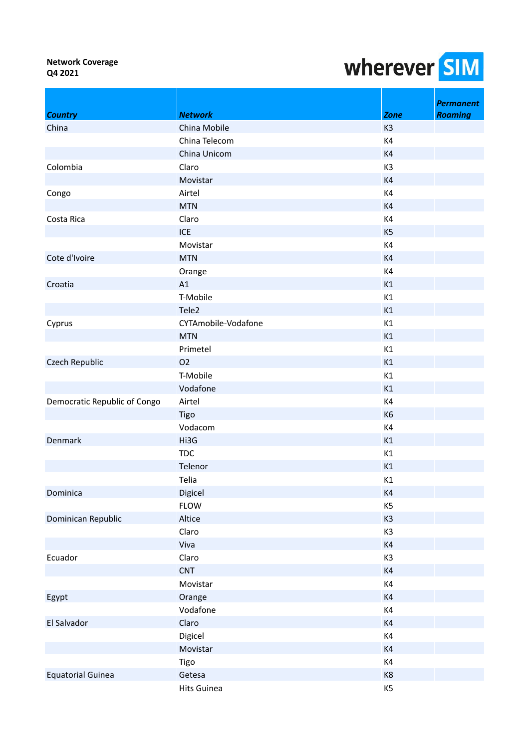**Network Coverage**
**Q4 2021**

wherever SIM

| *Country* | *Network* | *Zone* | *Permanent Roaming* |
|---|---|---|---|
| China | China Mobile | K3 | |
| | China Telecom | K4 | |
| | China Unicom | K4 | |
| Colombia | Claro | K3 | |
| | Movistar | K4 | |
| Congo | Airtel | K4 | |
| | MTN | K4 | |
| Costa Rica | Claro | K4 | |
| | ICE | K5 | |
| | Movistar | K4 | |
| Cote d'Ivoire | MTN | K4 | |
| | Orange | K4 | |
| Croatia | A1 | K1 | |
| | T-Mobile | K1 | |
| | Tele2 | K1 | |
| Cyprus | CYTAmobile-Vodafone | K1 | |
| | MTN | K1 | |
| | Primetel | K1 | |
| Czech Republic | O2 | K1 | |
| | T-Mobile | K1 | |
| | Vodafone | K1 | |
| Democratic Republic of Congo | Airtel | K4 | |
| | Tigo | K6 | |
| | Vodacom | K4 | |
| Denmark | Hi3G | K1 | |
| | TDC | K1 | |
| | Telenor | K1 | |
| | Telia | K1 | |
| Dominica | Digicel | K4 | |
| | FLOW | K5 | |
| Dominican Republic | Altice | K3 | |
| | Claro | K3 | |
| | Viva | K4 | |
| Ecuador | Claro | K3 | |
| | CNT | K4 | |
| | Movistar | K4 | |
| Egypt | Orange | K4 | |
| | Vodafone | K4 | |
| El Salvador | Claro | K4 | |
| | Digicel | K4 | |
| | Movistar | K4 | |
| | Tigo | K4 | |
| Equatorial Guinea | Getesa | K8 | |
| | Hits Guinea | K5 | |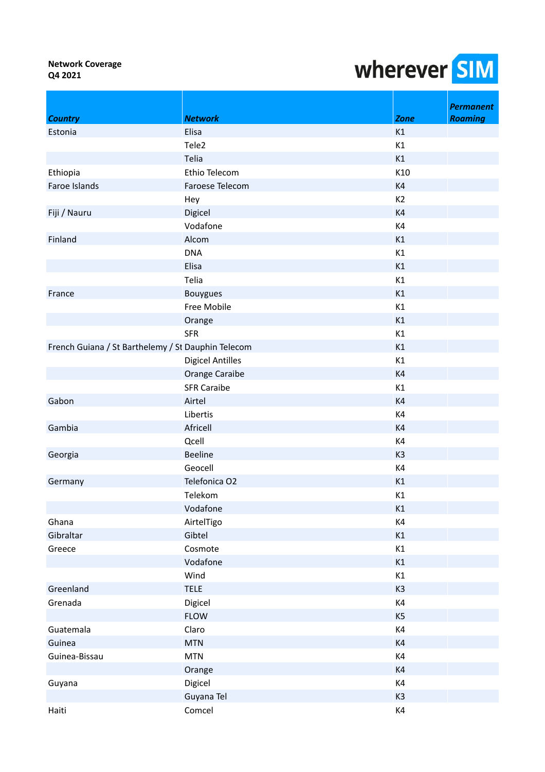**Network Coverage**
**Q4 2021**

wherever SIM

| *Country* | *Network* | *Zone* | *Permanent Roaming* |
|---|---|---|---|
| Estonia | Elisa | K1 | |
| | Tele2 | K1 | |
| | Telia | K1 | |
| Ethiopia | Ethio Telecom | K10 | |
| Faroe Islands | Faroese Telecom | K4 | |
| | Hey | K2 | |
| Fiji / Nauru | Digicel | K4 | |
| | Vodafone | K4 | |
| Finland | Alcom | K1 | |
| | DNA | K1 | |
| | Elisa | K1 | |
| | Telia | K1 | |
| France | Bouygues | K1 | |
| | Free Mobile | K1 | |
| | Orange | K1 | |
| | SFR | K1 | |
| French Guiana / St Barthelemy / St | Dauphin Telecom | K1 | |
| | Digicel Antilles | K1 | |
| | Orange Caraibe | K4 | |
| | SFR Caraibe | K1 | |
| Gabon | Airtel | K4 | |
| | Libertis | K4 | |
| Gambia | Africell | K4 | |
| | Qcell | K4 | |
| Georgia | Beeline | K3 | |
| | Geocell | K4 | |
| Germany | Telefonica O2 | K1 | |
| | Telekom | K1 | |
| | Vodafone | K1 | |
| Ghana | AirtelTigo | K4 | |
| Gibraltar | Gibtel | K1 | |
| Greece | Cosmote | K1 | |
| | Vodafone | K1 | |
| | Wind | K1 | |
| Greenland | TELE | K3 | |
| Grenada | Digicel | K4 | |
| | FLOW | K5 | |
| Guatemala | Claro | K4 | |
| Guinea | MTN | K4 | |
| Guinea-Bissau | MTN | K4 | |
| | Orange | K4 | |
| Guyana | Digicel | K4 | |
| | Guyana Tel | K3 | |
| Haiti | Comcel | K4 | |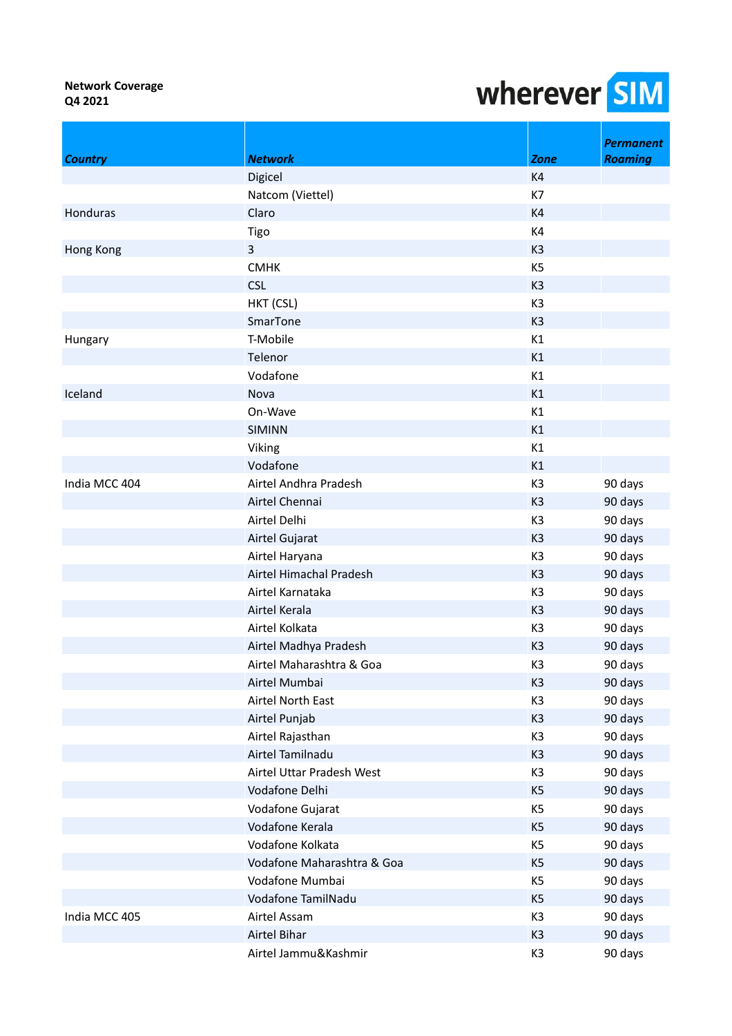**Network Coverage**
**Q4 2021**

wherever SIM

| *Country* | *Network* | *Zone* | *Permanent Roaming* |
|---|---|---|---|
| | Digicel | K4 | |
| | Natcom (Viettel) | K7 | |
| Honduras | Claro | K4 | |
| | Tigo | K4 | |
| Hong Kong | 3 | K3 | |
| | CMHK | K5 | |
| | CSL | K3 | |
| | HKT (CSL) | K3 | |
| | SmarTone | K3 | |
| Hungary | T-Mobile | K1 | |
| | Telenor | K1 | |
| | Vodafone | K1 | |
| Iceland | Nova | K1 | |
| | On-Wave | K1 | |
| | SIMINN | K1 | |
| | Viking | K1 | |
| | Vodafone | K1 | |
| India MCC 404 | Airtel Andhra Pradesh | K3 | 90 days |
| | Airtel Chennai | K3 | 90 days |
| | Airtel Delhi | K3 | 90 days |
| | Airtel Gujarat | K3 | 90 days |
| | Airtel Haryana | K3 | 90 days |
| | Airtel Himachal Pradesh | K3 | 90 days |
| | Airtel Karnataka | K3 | 90 days |
| | Airtel Kerala | K3 | 90 days |
| | Airtel Kolkata | K3 | 90 days |
| | Airtel Madhya Pradesh | K3 | 90 days |
| | Airtel Maharashtra & Goa | K3 | 90 days |
| | Airtel Mumbai | K3 | 90 days |
| | Airtel North East | K3 | 90 days |
| | Airtel Punjab | K3 | 90 days |
| | Airtel Rajasthan | K3 | 90 days |
| | Airtel Tamilnadu | K3 | 90 days |
| | Airtel Uttar Pradesh West | K3 | 90 days |
| | Vodafone Delhi | K5 | 90 days |
| | Vodafone Gujarat | K5 | 90 days |
| | Vodafone Kerala | K5 | 90 days |
| | Vodafone Kolkata | K5 | 90 days |
| | Vodafone Maharashtra & Goa | K5 | 90 days |
| | Vodafone Mumbai | K5 | 90 days |
| | Vodafone TamilNadu | K5 | 90 days |
| India MCC 405 | Airtel Assam | K3 | 90 days |
| | Airtel Bihar | K3 | 90 days |
| | Airtel Jammu&Kashmir | K3 | 90 days |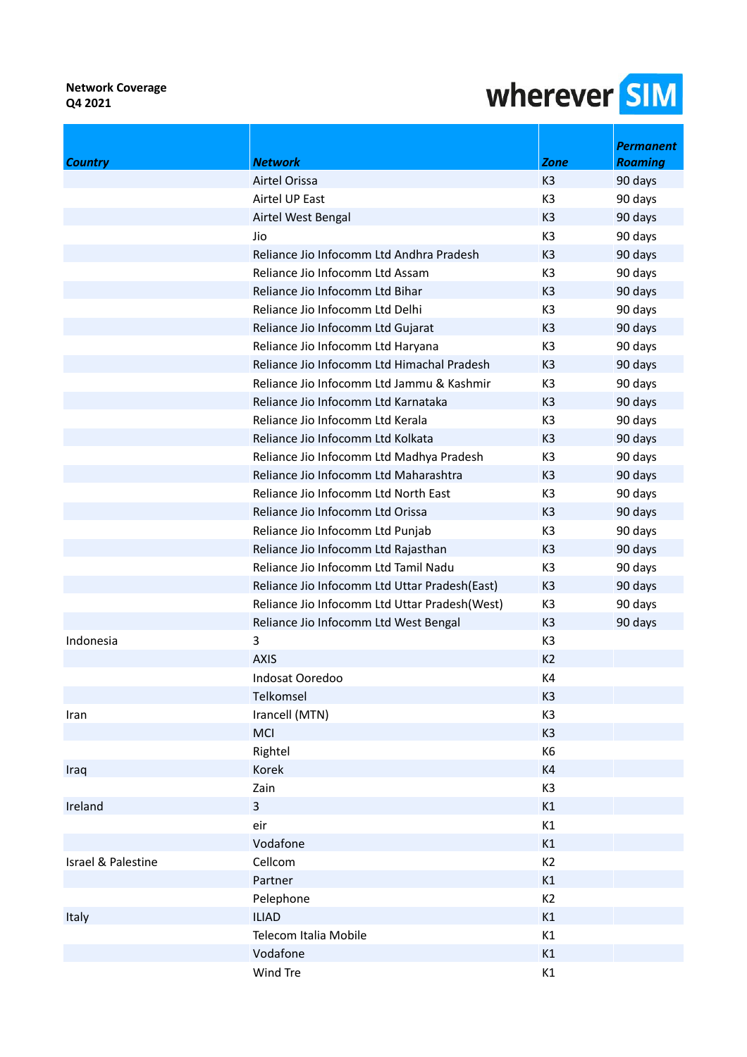**Network Coverage**
**Q4 2021**

wherever SIM

| *Country* | *Network* | *Zone* | *Permanent Roaming* |
|---|---|---|---|
| | Airtel Orissa | K3 | 90 days |
| | Airtel UP East | K3 | 90 days |
| | Airtel West Bengal | K3 | 90 days |
| | Jio | K3 | 90 days |
| | Reliance Jio Infocomm Ltd Andhra Pradesh | K3 | 90 days |
| | Reliance Jio Infocomm Ltd Assam | K3 | 90 days |
| | Reliance Jio Infocomm Ltd Bihar | K3 | 90 days |
| | Reliance Jio Infocomm Ltd Delhi | K3 | 90 days |
| | Reliance Jio Infocomm Ltd Gujarat | K3 | 90 days |
| | Reliance Jio Infocomm Ltd Haryana | K3 | 90 days |
| | Reliance Jio Infocomm Ltd Himachal Pradesh | K3 | 90 days |
| | Reliance Jio Infocomm Ltd Jammu & Kashmir | K3 | 90 days |
| | Reliance Jio Infocomm Ltd Karnataka | K3 | 90 days |
| | Reliance Jio Infocomm Ltd Kerala | K3 | 90 days |
| | Reliance Jio Infocomm Ltd Kolkata | K3 | 90 days |
| | Reliance Jio Infocomm Ltd Madhya Pradesh | K3 | 90 days |
| | Reliance Jio Infocomm Ltd Maharashtra | K3 | 90 days |
| | Reliance Jio Infocomm Ltd North East | K3 | 90 days |
| | Reliance Jio Infocomm Ltd Orissa | K3 | 90 days |
| | Reliance Jio Infocomm Ltd Punjab | K3 | 90 days |
| | Reliance Jio Infocomm Ltd Rajasthan | K3 | 90 days |
| | Reliance Jio Infocomm Ltd Tamil Nadu | K3 | 90 days |
| | Reliance Jio Infocomm Ltd Uttar Pradesh(East) | K3 | 90 days |
| | Reliance Jio Infocomm Ltd Uttar Pradesh(West) | K3 | 90 days |
| | Reliance Jio Infocomm Ltd West Bengal | K3 | 90 days |
| Indonesia | 3 | K3 | |
| | AXIS | K2 | |
| | Indosat Ooredoo | K4 | |
| | Telkomsel | K3 | |
| Iran | Irancell (MTN) | K3 | |
| | MCI | K3 | |
| | Rightel | K6 | |
| Iraq | Korek | K4 | |
| | Zain | K3 | |
| Ireland | 3 | K1 | |
| | eir | K1 | |
| | Vodafone | K1 | |
| Israel & Palestine | Cellcom | K2 | |
| | Partner | K1 | |
| | Pelephone | K2 | |
| Italy | ILIAD | K1 | |
| | Telecom Italia Mobile | K1 | |
| | Vodafone | K1 | |
| | Wind Tre | K1 | |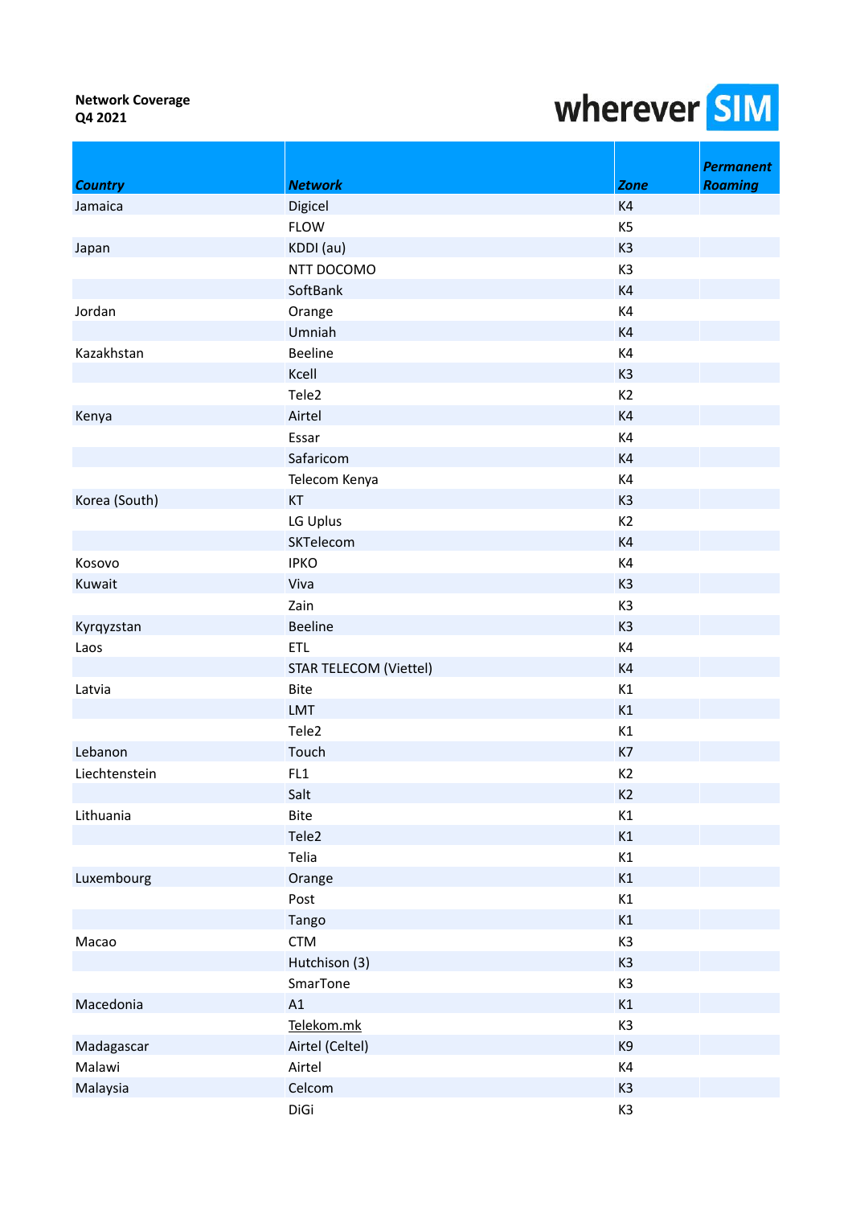**Network Coverage**
**Q4 2021**

wherever SIM

| *Country* | *Network* | *Zone* | *Permanent Roaming* |
|---|---|---|---|
| Jamaica | Digicel | K4 | |
| | FLOW | K5 | |
| Japan | KDDI (au) | K3 | |
| | NTT DOCOMO | K3 | |
| | SoftBank | K4 | |
| Jordan | Orange | K4 | |
| | Umniah | K4 | |
| Kazakhstan | Beeline | K4 | |
| | Kcell | K3 | |
| | Tele2 | K2 | |
| Kenya | Airtel | K4 | |
| | Essar | K4 | |
| | Safaricom | K4 | |
| | Telecom Kenya | K4 | |
| Korea (South) | KT | K3 | |
| | LG Uplus | K2 | |
| | SKTelecom | K4 | |
| Kosovo | IPKO | K4 | |
| Kuwait | Viva | K3 | |
| | Zain | K3 | |
| Kyrqyzstan | Beeline | K3 | |
| Laos | ETL | K4 | |
| | STAR TELECOM (Viettel) | K4 | |
| Latvia | Bite | K1 | |
| | LMT | K1 | |
| | Tele2 | K1 | |
| Lebanon | Touch | K7 | |
| Liechtenstein | FL1 | K2 | |
| | Salt | K2 | |
| Lithuania | Bite | K1 | |
| | Tele2 | K1 | |
| | Telia | K1 | |
| Luxembourg | Orange | K1 | |
| | Post | K1 | |
| | Tango | K1 | |
| Macao | CTM | K3 | |
| | Hutchison (3) | K3 | |
| | SmarTone | K3 | |
| Macedonia | A1 | K1 | |
| | Telekom.mk | K3 | |
| Madagascar | Airtel (Celtel) | K9 | |
| Malawi | Airtel | K4 | |
| Malaysia | Celcom | K3 | |
| | DiGi | K3 | |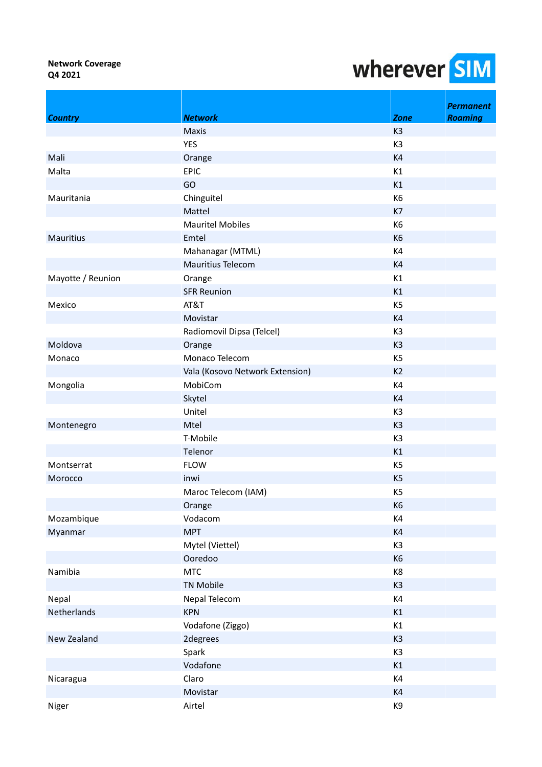**Network Coverage**
**Q4 2021**

wherever SIM

| *Country* | *Network* | *Zone* | *Permanent Roaming* |
|---|---|---|---|
| | Maxis | K3 | |
| | YES | K3 | |
| Mali | Orange | K4 | |
| Malta | EPIC | K1 | |
| | GO | K1 | |
| Mauritania | Chinguitel | K6 | |
| | Mattel | K7 | |
| | Mauritel Mobiles | K6 | |
| Mauritius | Emtel | K6 | |
| | Mahanagar (MTML) | K4 | |
| | Mauritius Telecom | K4 | |
| Mayotte / Reunion | Orange | K1 | |
| | SFR Reunion | K1 | |
| Mexico | AT&T | K5 | |
| | Movistar | K4 | |
| | Radiomovil Dipsa (Telcel) | K3 | |
| Moldova | Orange | K3 | |
| Monaco | Monaco Telecom | K5 | |
| | Vala (Kosovo Network Extension) | K2 | |
| Mongolia | MobiCom | K4 | |
| | Skytel | K4 | |
| | Unitel | K3 | |
| Montenegro | Mtel | K3 | |
| | T-Mobile | K3 | |
| | Telenor | K1 | |
| Montserrat | FLOW | K5 | |
| Morocco | inwi | K5 | |
| | Maroc Telecom (IAM) | K5 | |
| | Orange | K6 | |
| Mozambique | Vodacom | K4 | |
| Myanmar | MPT | K4 | |
| | Mytel (Viettel) | K3 | |
| | Ooredoo | K6 | |
| Namibia | MTC | K8 | |
| | TN Mobile | K3 | |
| Nepal | Nepal Telecom | K4 | |
| Netherlands | KPN | K1 | |
| | Vodafone (Ziggo) | K1 | |
| New Zealand | 2degrees | K3 | |
| | Spark | K3 | |
| | Vodafone | K1 | |
| Nicaragua | Claro | K4 | |
| | Movistar | K4 | |
| Niger | Airtel | K9 | |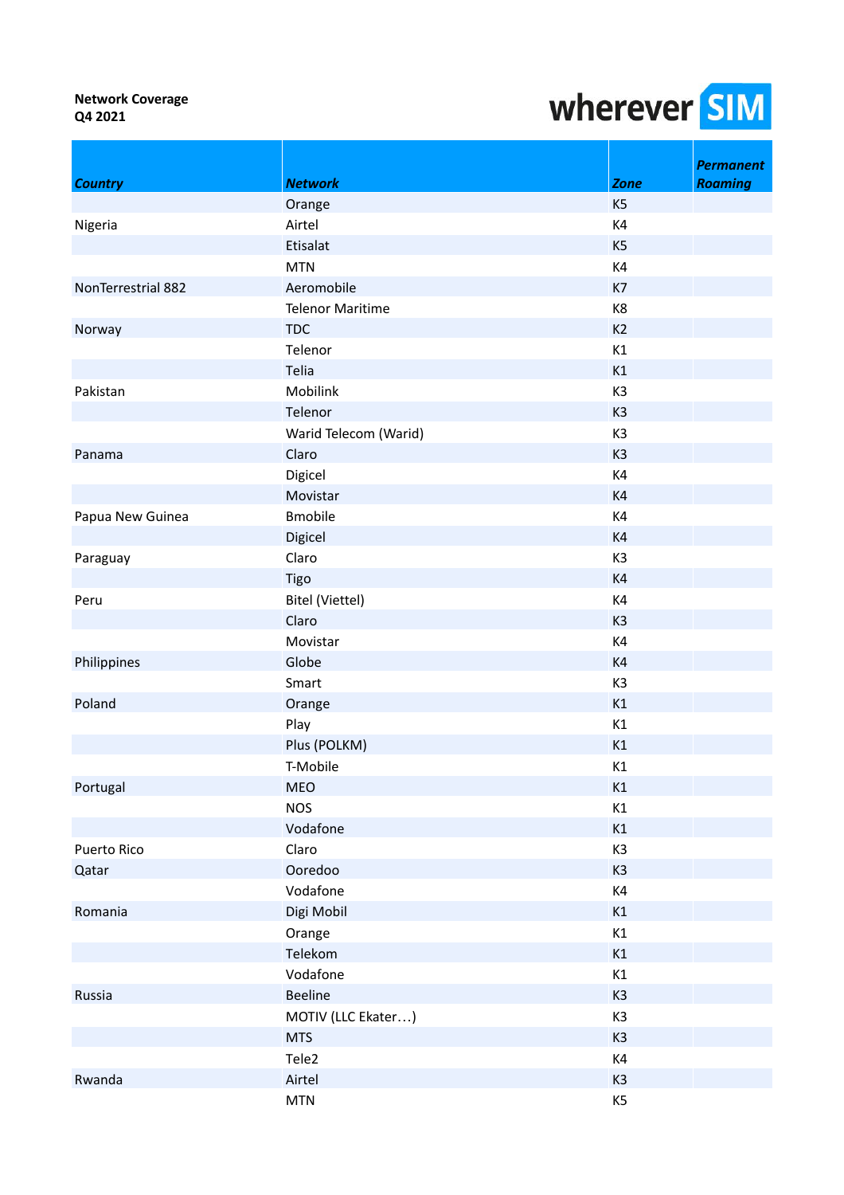**Network Coverage**
**Q4 2021**

wherever SIM

| ***Country*** | ***Network*** | ***Zone*** | ***Permanent Roaming*** |
|---|---|---|---|
| | Orange | K5 | |
| Nigeria | Airtel | K4 | |
| | Etisalat | K5 | |
| | MTN | K4 | |
| NonTerrestrial 882 | Aeromobile | K7 | |
| | Telenor Maritime | K8 | |
| Norway | TDC | K2 | |
| | Telenor | K1 | |
| | Telia | K1 | |
| Pakistan | Mobilink | K3 | |
| | Telenor | K3 | |
| | Warid Telecom (Warid) | K3 | |
| Panama | Claro | K3 | |
| | Digicel | K4 | |
| | Movistar | K4 | |
| Papua New Guinea | Bmobile | K4 | |
| | Digicel | K4 | |
| Paraguay | Claro | K3 | |
| | Tigo | K4 | |
| Peru | Bitel (Viettel) | K4 | |
| | Claro | K3 | |
| | Movistar | K4 | |
| Philippines | Globe | K4 | |
| | Smart | K3 | |
| Poland | Orange | K1 | |
| | Play | K1 | |
| | Plus (POLKM) | K1 | |
| | T-Mobile | K1 | |
| Portugal | MEO | K1 | |
| | NOS | K1 | |
| | Vodafone | K1 | |
| Puerto Rico | Claro | K3 | |
| Qatar | Ooredoo | K3 | |
| | Vodafone | K4 | |
| Romania | Digi Mobil | K1 | |
| | Orange | K1 | |
| | Telekom | K1 | |
| | Vodafone | K1 | |
| Russia | Beeline | K3 | |
| | MOTIV (LLC Ekater…) | K3 | |
| | MTS | K3 | |
| | Tele2 | K4 | |
| Rwanda | Airtel | K3 | |
| | MTN | K5 | |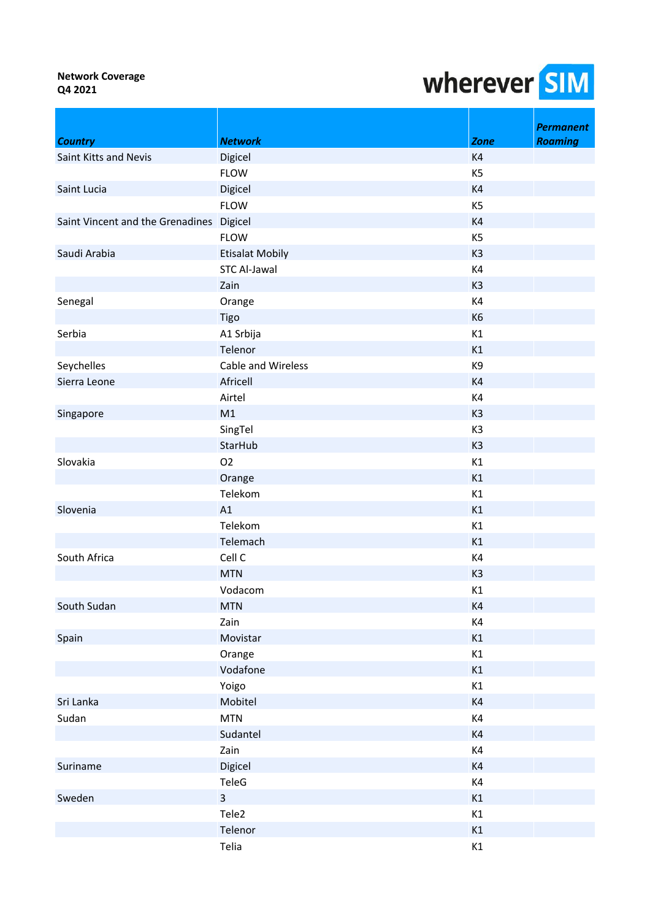**Network Coverage**
**Q4 2021**

wherever SIM

| *Country* | *Network* | *Zone* | *Permanent Roaming* |
|---|---|---|---|
| Saint Kitts and Nevis | Digicel | K4 | |
| | FLOW | K5 | |
| Saint Lucia | Digicel | K4 | |
| | FLOW | K5 | |
| Saint Vincent and the Grenadines | Digicel | K4 | |
| | FLOW | K5 | |
| Saudi Arabia | Etisalat Mobily | K3 | |
| | STC Al-Jawal | K4 | |
| | Zain | K3 | |
| Senegal | Orange | K4 | |
| | Tigo | K6 | |
| Serbia | A1 Srbija | K1 | |
| | Telenor | K1 | |
| Seychelles | Cable and Wireless | K9 | |
| Sierra Leone | Africell | K4 | |
| | Airtel | K4 | |
| Singapore | M1 | K3 | |
| | SingTel | K3 | |
| | StarHub | K3 | |
| Slovakia | O2 | K1 | |
| | Orange | K1 | |
| | Telekom | K1 | |
| Slovenia | A1 | K1 | |
| | Telekom | K1 | |
| | Telemach | K1 | |
| South Africa | Cell C | K4 | |
| | MTN | K3 | |
| | Vodacom | K1 | |
| South Sudan | MTN | K4 | |
| | Zain | K4 | |
| Spain | Movistar | K1 | |
| | Orange | K1 | |
| | Vodafone | K1 | |
| | Yoigo | K1 | |
| Sri Lanka | Mobitel | K4 | |
| Sudan | MTN | K4 | |
| | Sudantel | K4 | |
| | Zain | K4 | |
| Suriname | Digicel | K4 | |
| | TeleG | K4 | |
| Sweden | 3 | K1 | |
| | Tele2 | K1 | |
| | Telenor | K1 | |
| | Telia | K1 | |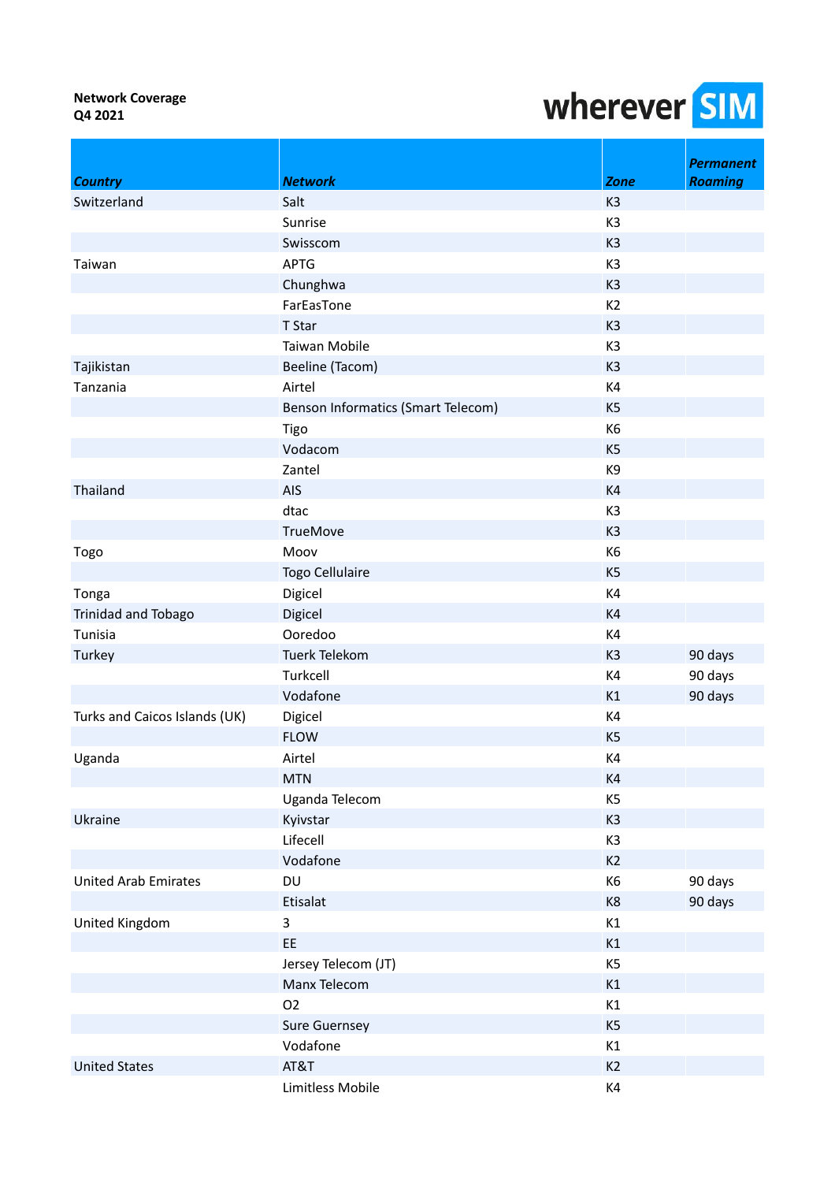**Network Coverage**
**Q4 2021**

wherever SIM

| *Country* | *Network* | *Zone* | *Permanent Roaming* |
|---|---|---|---|
| Switzerland | Salt | K3 | |
| | Sunrise | K3 | |
| | Swisscom | K3 | |
| Taiwan | APTG | K3 | |
| | Chunghwa | K3 | |
| | FarEasTone | K2 | |
| | T Star | K3 | |
| | Taiwan Mobile | K3 | |
| Tajikistan | Beeline (Tacom) | K3 | |
| Tanzania | Airtel | K4 | |
| | Benson Informatics (Smart Telecom) | K5 | |
| | Tigo | K6 | |
| | Vodacom | K5 | |
| | Zantel | K9 | |
| Thailand | AIS | K4 | |
| | dtac | K3 | |
| | TrueMove | K3 | |
| Togo | Moov | K6 | |
| | Togo Cellulaire | K5 | |
| Tonga | Digicel | K4 | |
| Trinidad and Tobago | Digicel | K4 | |
| Tunisia | Ooredoo | K4 | |
| Turkey | Tuerk Telekom | K3 | 90 days |
| | Turkcell | K4 | 90 days |
| | Vodafone | K1 | 90 days |
| Turks and Caicos Islands (UK) | Digicel | K4 | |
| | FLOW | K5 | |
| Uganda | Airtel | K4 | |
| | MTN | K4 | |
| | Uganda Telecom | K5 | |
| Ukraine | Kyivstar | K3 | |
| | Lifecell | K3 | |
| | Vodafone | K2 | |
| United Arab Emirates | DU | K6 | 90 days |
| | Etisalat | K8 | 90 days |
| United Kingdom | 3 | K1 | |
| | EE | K1 | |
| | Jersey Telecom (JT) | K5 | |
| | Manx Telecom | K1 | |
| | O2 | K1 | |
| | Sure Guernsey | K5 | |
| | Vodafone | K1 | |
| United States | AT&T | K2 | |
| | Limitless Mobile | K4 | |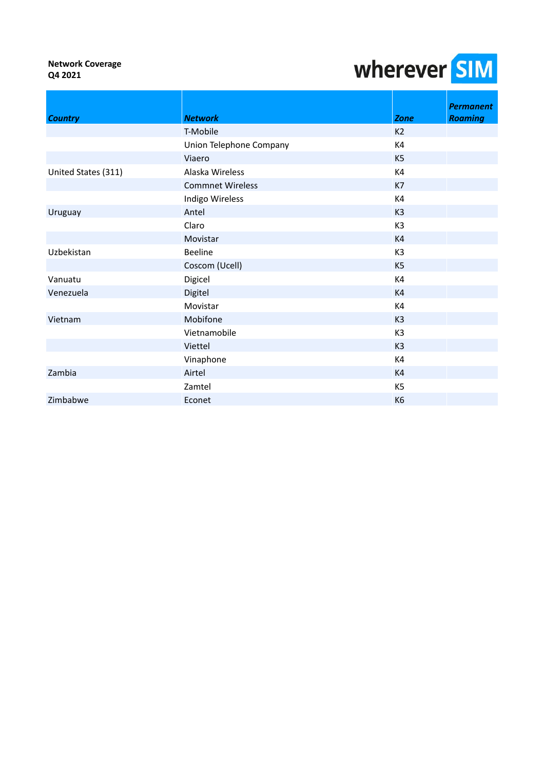**Network Coverage**
**Q4 2021**

wherever SIM

| *Country* | *Network* | *Zone* | *Permanent Roaming* |
|---|---|---|---|
| | T-Mobile | K2 | |
| | Union Telephone Company | K4 | |
| | Viaero | K5 | |
| United States (311) | Alaska Wireless | K4 | |
| | Commnet Wireless | K7 | |
| | Indigo Wireless | K4 | |
| Uruguay | Antel | K3 | |
| | Claro | K3 | |
| | Movistar | K4 | |
| Uzbekistan | Beeline | K3 | |
| | Coscom (Ucell) | K5 | |
| Vanuatu | Digicel | K4 | |
| Venezuela | Digitel | K4 | |
| | Movistar | K4 | |
| Vietnam | Mobifone | K3 | |
| | Vietnamobile | K3 | |
| | Viettel | K3 | |
| | Vinaphone | K4 | |
| Zambia | Airtel | K4 | |
| | Zamtel | K5 | |
| Zimbabwe | Econet | K6 | |